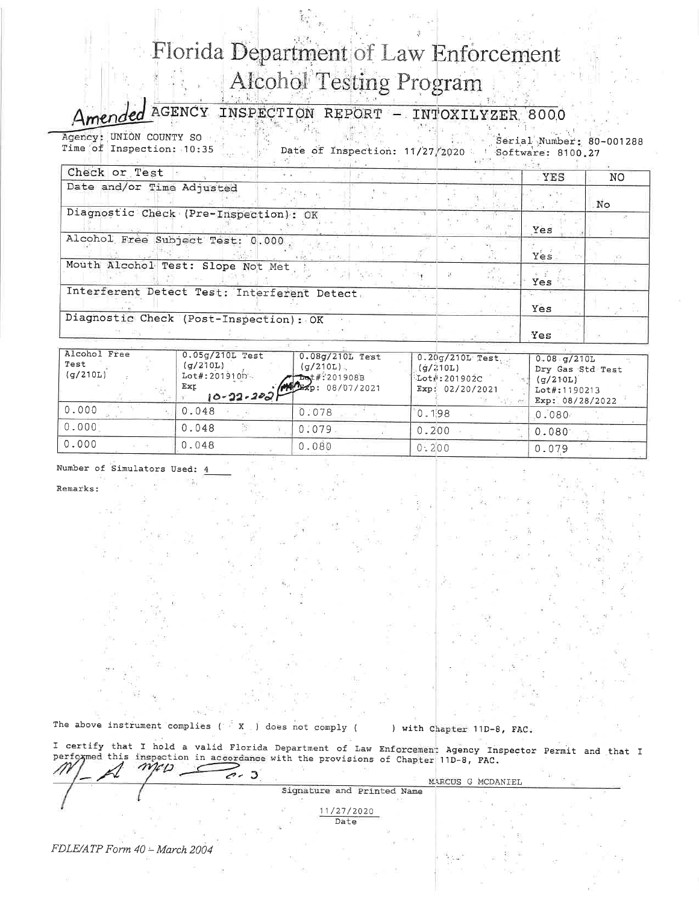# Florida Department of Law Enforcement

## Alcohol Testing Program

### Amended AGENCY INSPECTION REPORT - INTOXILYZER 8000

Agency: UNION COUNTY SO
Time of Inspection: 10:35
Date of Inspection: 11/27/2020
Serial Number: 80-001288
Software: 8100.27

| Check or Test | YES | NO |
|---|---|---|
| Date and/or Time Adjusted | | No |
| Diagnostic Check (Pre-Inspection): OK | Yes | |
| Alcohol Free Subject Test: 0.000 | Yes | |
| Mouth Alcohol Test: Slope Not Met | Yes | |
| Interferent Detect Test: Interferent Detect | Yes | |
| Diagnostic Check (Post-Inspection): OK | Yes | |

| Alcohol Free Test (g/210L) | 0.05g/210L Test (g/210L) Lot#:201910D Exp 10-22-2021 | 0.08g/210L Test (g/210L) Lot#:201908B Exp: 08/07/2021 | 0.20g/210L Test (g/210L) Lot#:201902C Exp: 02/20/2021 | 0.08 g/210L Dry Gas Std Test (g/210L) Lot#:1190213 Exp: 08/28/2022 |
|---|---|---|---|---|
| 0.000 | 0.048 | 0.078 | 0.198 | 0.080 |
| 0.000 | 0.048 | 0.079 | 0.200 | 0.080 |
| 0.000 | 0.048 | 0.080 | 0.200 | 0.079 |

Number of Simulators Used: 4

Remarks:

The above instrument complies ( X ) does not comply ( ) with Chapter 11D-8, FAC.

I certify that I hold a valid Florida Department of Law Enforcement Agency Inspector Permit and that I performed this inspection in accordance with the provisions of Chapter 11D-8, FAC.

MARCUS G MCDANIEL

Signature and Printed Name

11/27/2020

Date

*FDLE/ATP Form 40 – March 2004*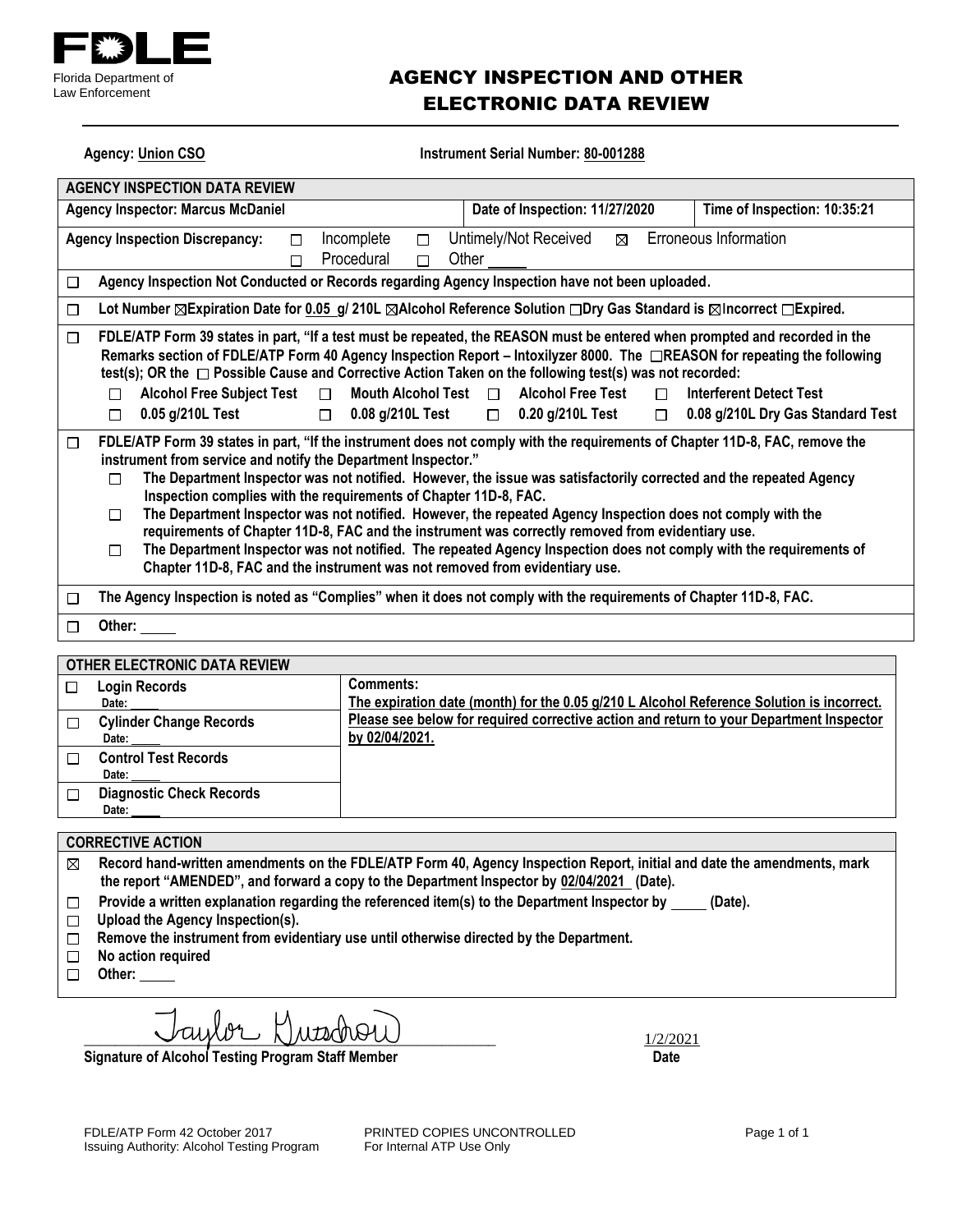FDLE

Florida Department of Law Enforcement

# AGENCY INSPECTION AND OTHER ELECTRONIC DATA REVIEW

**Agency:** Union CSO **Instrument Serial Number:** 80-001288

| **AGENCY INSPECTION DATA REVIEW** | | |
|---|---|---|
| **Agency Inspector: Marcus McDaniel** | **Date of Inspection: 11/27/2020** | **Time of Inspection: 10:35:21** |

**Agency Inspection Discrepancy:** ☐ Incomplete ☐ Untimely/Not Received ☒ Erroneous Information ☐ Procedural ☐ Other ____

☐ **Agency Inspection Not Conducted or Records regarding Agency Inspection have not been uploaded.**

☐ **Lot Number ☒Expiration Date for 0.05 g/ 210L ☒Alcohol Reference Solution ☐Dry Gas Standard is ☒Incorrect ☐Expired.**

☐ **FDLE/ATP Form 39 states in part, "If a test must be repeated, the REASON must be entered when prompted and recorded in the Remarks section of FDLE/ATP Form 40 Agency Inspection Report – Intoxilyzer 8000. The ☐REASON for repeating the following test(s); OR the ☐ Possible Cause and Corrective Action Taken on the following test(s) was not recorded:**

- ☐ **Alcohol Free Subject Test** ☐ **Mouth Alcohol Test** ☐ **Alcohol Free Test** ☐ **Interferent Detect Test**
- ☐ **0.05 g/210L Test** ☐ **0.08 g/210L Test** ☐ **0.20 g/210L Test** ☐ **0.08 g/210L Dry Gas Standard Test**

☐ **FDLE/ATP Form 39 states in part, "If the instrument does not comply with the requirements of Chapter 11D-8, FAC, remove the instrument from service and notify the Department Inspector."**

- ☐ **The Department Inspector was not notified. However, the issue was satisfactorily corrected and the repeated Agency Inspection complies with the requirements of Chapter 11D-8, FAC.**
- ☐ **The Department Inspector was not notified. However, the repeated Agency Inspection does not comply with the requirements of Chapter 11D-8, FAC and the instrument was correctly removed from evidentiary use.**
- ☐ **The Department Inspector was not notified. The repeated Agency Inspection does not comply with the requirements of Chapter 11D-8, FAC and the instrument was not removed from evidentiary use.**

☐ **The Agency Inspection is noted as "Complies" when it does not comply with the requirements of Chapter 11D-8, FAC.**

☐ **Other:** ____

| **OTHER ELECTRONIC DATA REVIEW** | |
|---|---|
| ☐ **Login Records** Date: ____ | **Comments:** The expiration date (month) for the 0.05 g/210 L Alcohol Reference Solution is incorrect. Please see below for required corrective action and return to your Department Inspector by 02/04/2021. |
| ☐ **Cylinder Change Records** Date: ____ | |
| ☐ **Control Test Records** Date: ____ | |
| ☐ **Diagnostic Check Records** Date: ____ | |

**CORRECTIVE ACTION**

- ☒ **Record hand-written amendments on the FDLE/ATP Form 40, Agency Inspection Report, initial and date the amendments, mark the report "AMENDED", and forward a copy to the Department Inspector by 02/04/2021 (Date).**
- ☐ **Provide a written explanation regarding the referenced item(s) to the Department Inspector by ____ (Date).**
- ☐ **Upload the Agency Inspection(s).**
- ☐ **Remove the instrument from evidentiary use until otherwise directed by the Department.**
- ☐ **No action required**
- ☐ **Other:** ____

Taylor Gustafson 1/2/2021

**Signature of Alcohol Testing Program Staff Member** **Date**

FDLE/ATP Form 42 October 2017
Issuing Authority: Alcohol Testing Program

PRINTED COPIES UNCONTROLLED
For Internal ATP Use Only